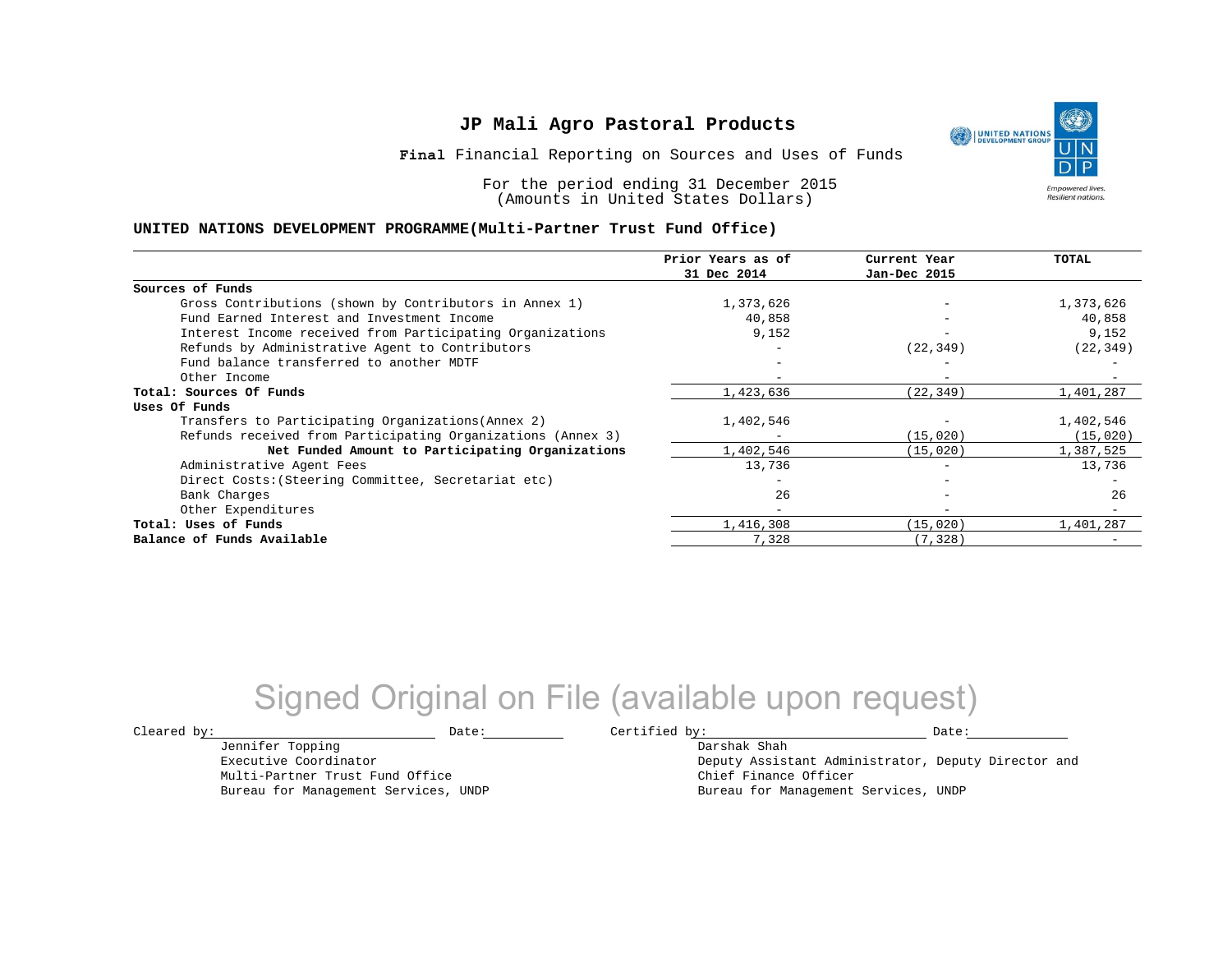# JP Mali Agro Pastoral Products

**Final** Financial Reporting on Sources and Uses of Funds

For the period ending 31 December 2015
(Amounts in United States Dollars)

**UNITED NATIONS DEVELOPMENT PROGRAMME(Multi-Partner Trust Fund Office)**

| | Prior Years as of 31 Dec 2014 | Current Year Jan-Dec 2015 | TOTAL |
|---|---|---|---|
| **Sources of Funds** | | | |
| Gross Contributions (shown by Contributors in Annex 1) | 1,373,626 | - | 1,373,626 |
| Fund Earned Interest and Investment Income | 40,858 | - | 40,858 |
| Interest Income received from Participating Organizations | 9,152 | - | 9,152 |
| Refunds by Administrative Agent to Contributors | - | (22,349) | (22,349) |
| Fund balance transferred to another MDTF | - | - | - |
| Other Income | - | - | - |
| **Total: Sources Of Funds** | 1,423,636 | (22,349) | 1,401,287 |
| **Uses Of Funds** | | | |
| Transfers to Participating Organizations(Annex 2) | 1,402,546 | - | 1,402,546 |
| Refunds received from Participating Organizations (Annex 3) | - | (15,020) | (15,020) |
| **Net Funded Amount to Participating Organizations** | 1,402,546 | (15,020) | 1,387,525 |
| Administrative Agent Fees | 13,736 | - | 13,736 |
| Direct Costs:(Steering Committee, Secretariat etc) | - | - | - |
| Bank Charges | 26 | - | 26 |
| Other Expenditures | - | - | - |
| **Total: Uses of Funds** | 1,416,308 | (15,020) | 1,401,287 |
| **Balance of Funds Available** | 7,328 | (7,328) | - |

Signed Original on File (available upon request)

Cleared by: ____________________ Date: __________

Jennifer Topping
Executive Coordinator
Multi-Partner Trust Fund Office
Bureau for Management Services, UNDP

Certified by: ____________________ Date: __________

Darshak Shah
Deputy Assistant Administrator, Deputy Director and
Chief Finance Officer
Bureau for Management Services, UNDP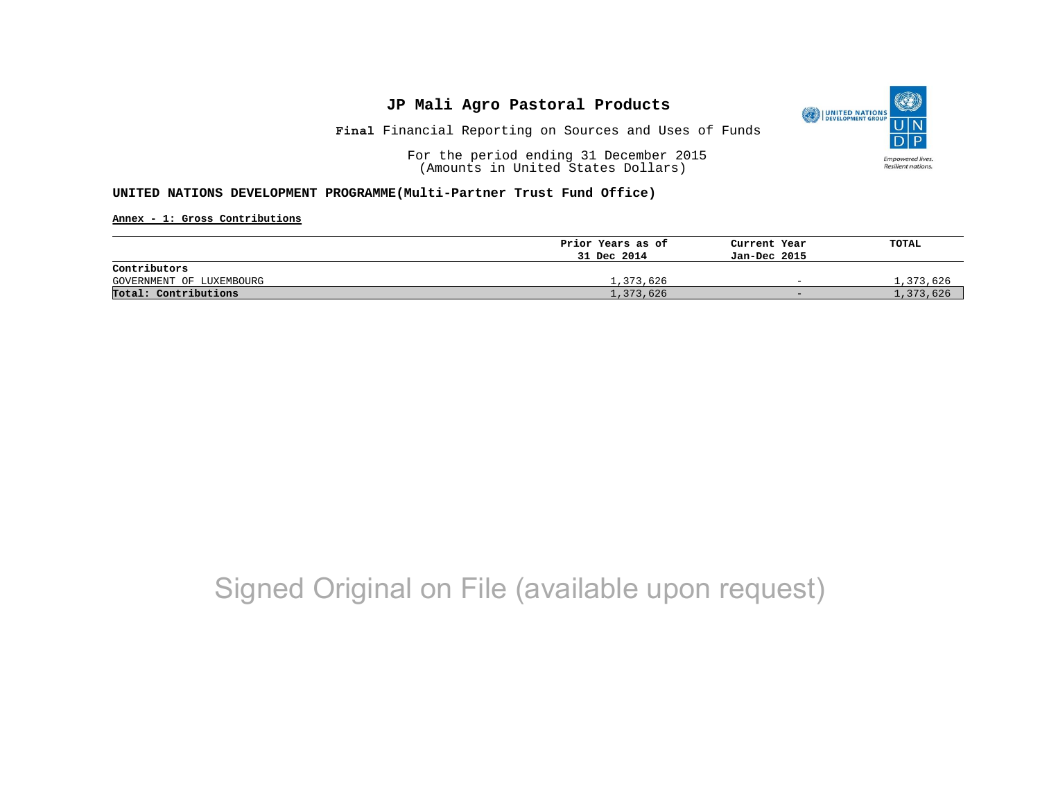# JP Mali Agro Pastoral Products

**Final** Financial Reporting on Sources and Uses of Funds

For the period ending 31 December 2015
(Amounts in United States Dollars)

**UNITED NATIONS DEVELOPMENT PROGRAMME(Multi-Partner Trust Fund Office)**

**Annex - 1: Gross Contributions**

| | Prior Years as of 31 Dec 2014 | Current Year Jan-Dec 2015 | TOTAL |
|---|---|---|---|
| **Contributors** | | | |
| GOVERNMENT OF LUXEMBOURG | 1,373,626 | - | 1,373,626 |
| **Total: Contributions** | 1,373,626 | - | 1,373,626 |

Signed Original on File (available upon request)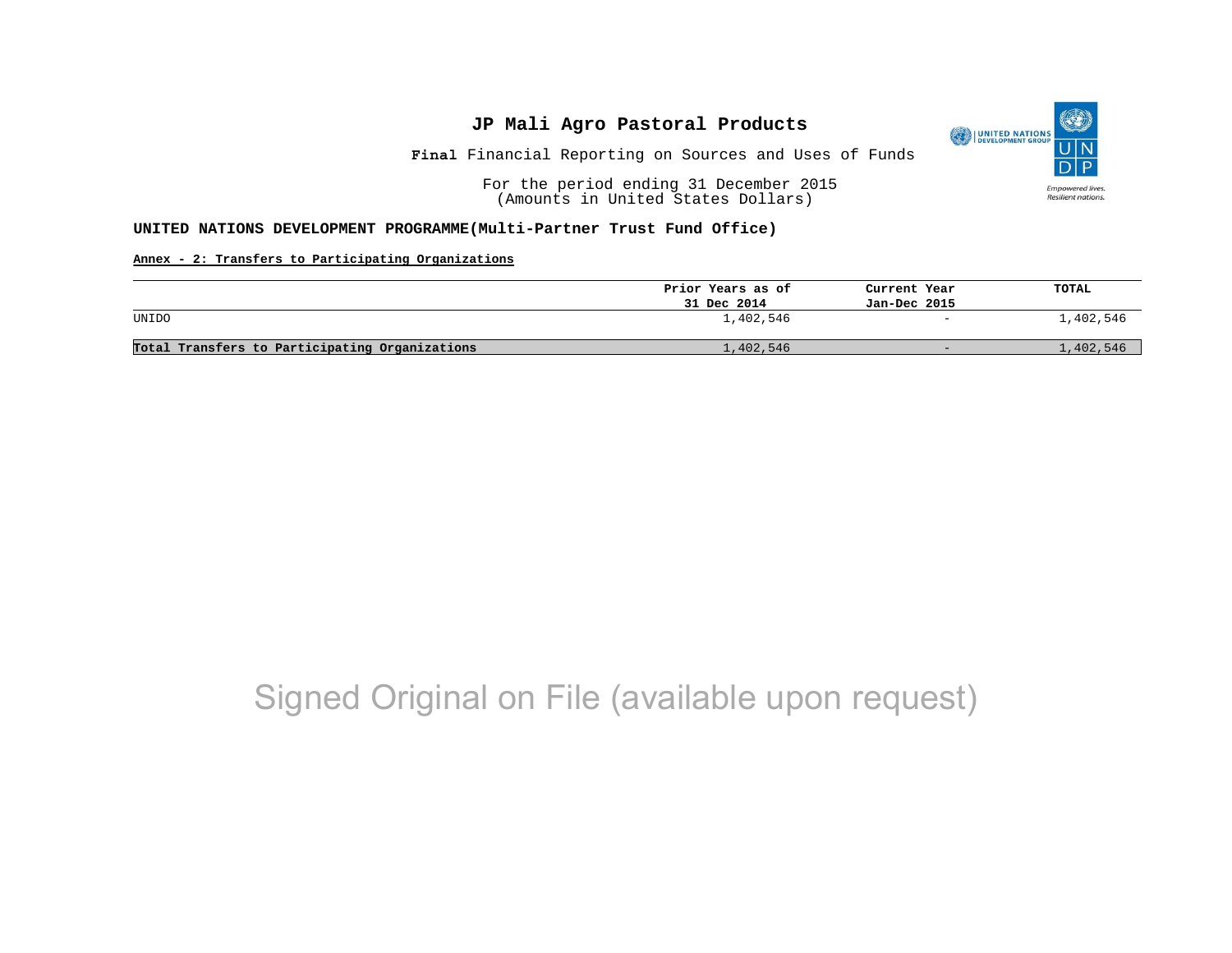# JP Mali Agro Pastoral Products

**Final** Financial Reporting on Sources and Uses of Funds

For the period ending 31 December 2015
(Amounts in United States Dollars)

**UNITED NATIONS DEVELOPMENT PROGRAMME(Multi-Partner Trust Fund Office)**

**Annex - 2: Transfers to Participating Organizations**

| | Prior Years as of 31 Dec 2014 | Current Year Jan-Dec 2015 | TOTAL |
|---|---|---|---|
| UNIDO | 1,402,546 | - | 1,402,546 |
| **Total Transfers to Participating Organizations** | 1,402,546 | - | 1,402,546 |

Signed Original on File (available upon request)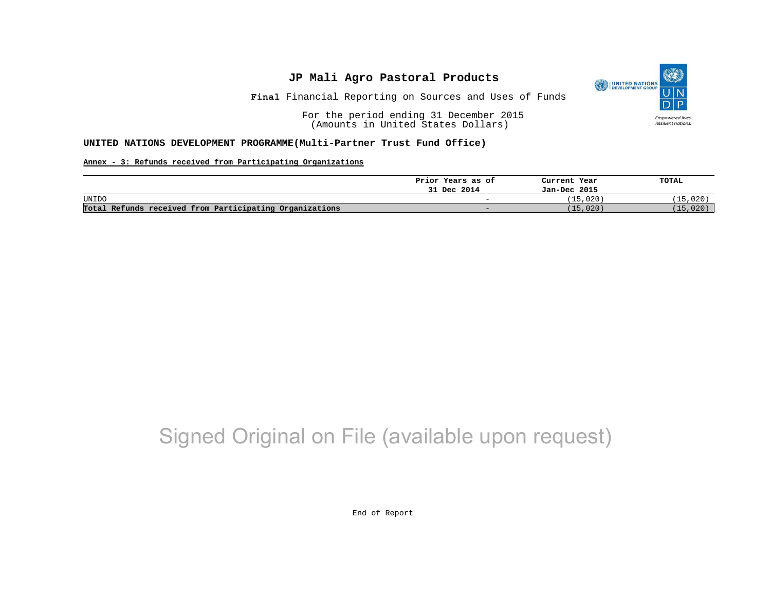# JP Mali Agro Pastoral Products

**Final** Financial Reporting on Sources and Uses of Funds

For the period ending 31 December 2015
(Amounts in United States Dollars)

**UNITED NATIONS DEVELOPMENT PROGRAMME(Multi-Partner Trust Fund Office)**

**Annex - 3: Refunds received from Participating Organizations**

| | Prior Years as of 31 Dec 2014 | Current Year Jan-Dec 2015 | TOTAL |
|---|---|---|---|
| UNIDO | - | (15,020) | (15,020) |
| **Total Refunds received from Participating Organizations** | - | (15,020) | (15,020) |

Signed Original on File (available upon request)

End of Report